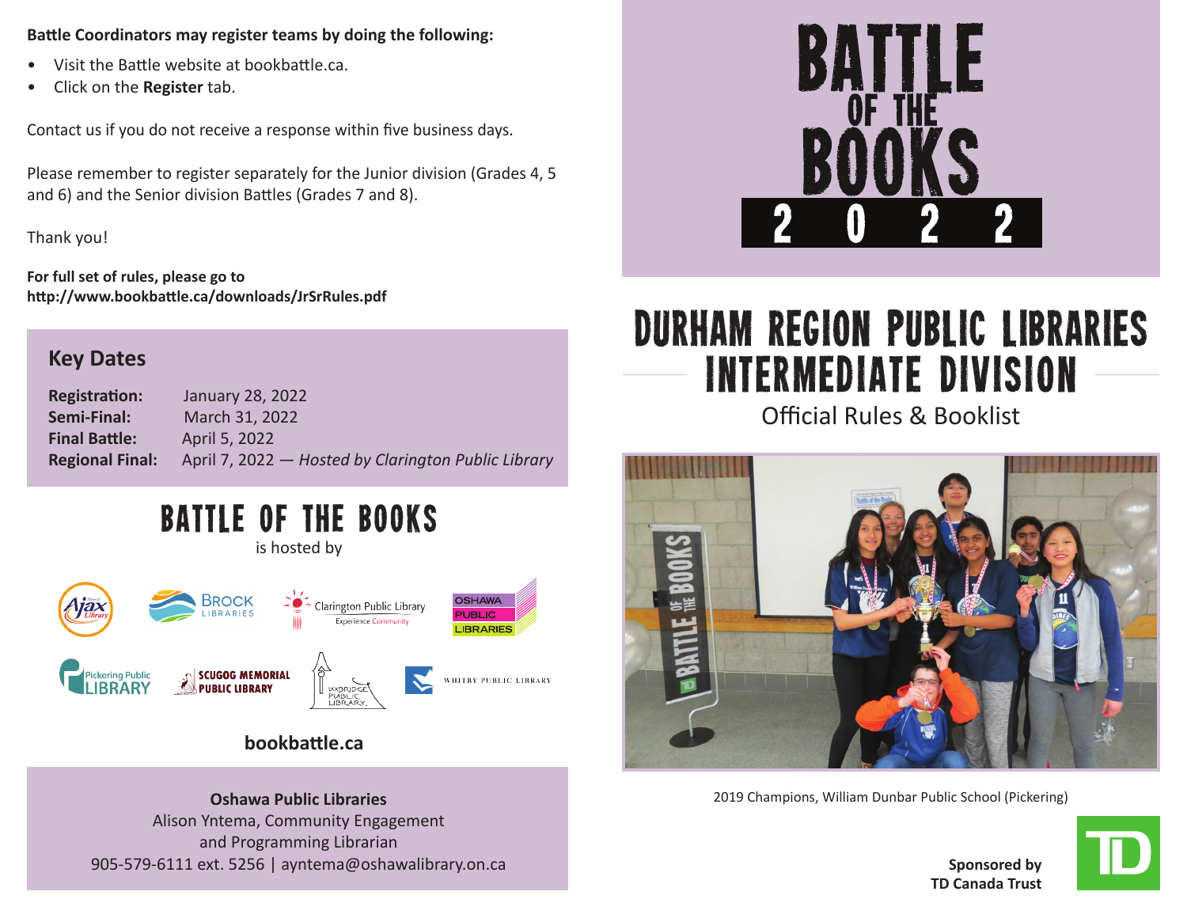**Battle Coordinators may register teams by doing the following:**

- Visit the Battle website at bookbattle.ca.
- Click on the **Register** tab.

Contact us if you do not receive a response within five business days.

Please remember to register separately for the Junior division (Grades 4, 5 and 6) and the Senior division Battles (Grades 7 and 8).

Thank you!

**For full set of rules, please go to http://www.bookbattle.ca/downloads/JrSrRules.pdf**

## Key Dates

**Registration:** January 28, 2022
**Semi-Final:** March 31, 2022
**Final Battle:** April 5, 2022
**Regional Final:** April 7, 2022 — *Hosted by Clarington Public Library*

## BATTLE OF THE BOOKS

is hosted by

Ajax Library, Brock Libraries, Clarington Public Library (Experience Community), Oshawa Public Libraries, Pickering Public Library, Scugog Memorial Public Library, Uxbridge Public Library, Whitby Public Library

**bookbattle.ca**

**Oshawa Public Libraries**
Alison Yntema, Community Engagement and Programming Librarian
905-579-6111 ext. 5256 | ayntema@oshawalibrary.on.ca

# BATTLE OF THE BOOKS 2022

# DURHAM REGION PUBLIC LIBRARIES INTERMEDIATE DIVISION

Official Rules & Booklist

2019 Champions, William Dunbar Public School (Pickering)

**Sponsored by TD Canada Trust**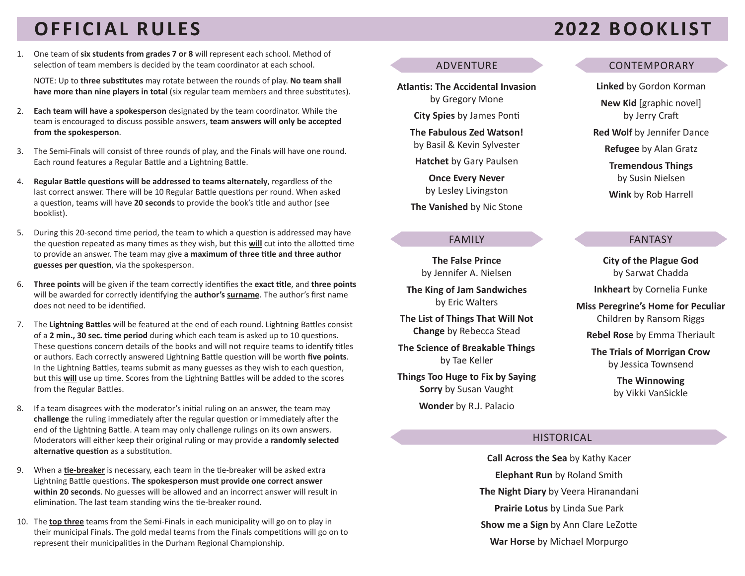# OFFICIAL RULES

1. One team of **six students from grades 7 or 8** will represent each school. Method of selection of team members is decided by the team coordinator at each school.

   NOTE: Up to **three substitutes** may rotate between the rounds of play. **No team shall have more than nine players in total** (six regular team members and three substitutes).

2. **Each team will have a spokesperson** designated by the team coordinator. While the team is encouraged to discuss possible answers, **team answers will only be accepted from the spokesperson**.

3. The Semi-Finals will consist of three rounds of play, and the Finals will have one round. Each round features a Regular Battle and a Lightning Battle.

4. **Regular Battle questions will be addressed to teams alternately**, regardless of the last correct answer. There will be 10 Regular Battle questions per round. When asked a question, teams will have **20 seconds** to provide the book's title and author (see booklist).

5. During this 20-second time period, the team to which a question is addressed may have the question repeated as many times as they wish, but this **will** cut into the allotted time to provide an answer. The team may give **a maximum of three title and three author guesses per question**, via the spokesperson.

6. **Three points** will be given if the team correctly identifies the **exact title**, and **three points** will be awarded for correctly identifying the **author's surname**. The author's first name does not need to be identified.

7. The **Lightning Battles** will be featured at the end of each round. Lightning Battles consist of a **2 min., 30 sec. time period** during which each team is asked up to 10 questions. These questions concern details of the books and will not require teams to identify titles or authors. Each correctly answered Lightning Battle question will be worth **five points**. In the Lightning Battles, teams submit as many guesses as they wish to each question, but this **will** use up time. Scores from the Lightning Battles will be added to the scores from the Regular Battles.

8. If a team disagrees with the moderator's initial ruling on an answer, the team may **challenge** the ruling immediately after the regular question or immediately after the end of the Lightning Battle. A team may only challenge rulings on its own answers. Moderators will either keep their original ruling or may provide a **randomly selected alternative question** as a substitution.

9. When a **tie-breaker** is necessary, each team in the tie-breaker will be asked extra Lightning Battle questions. **The spokesperson must provide one correct answer within 20 seconds**. No guesses will be allowed and an incorrect answer will result in elimination. The last team standing wins the tie-breaker round.

10. The **top three** teams from the Semi-Finals in each municipality will go on to play in their municipal Finals. The gold medal teams from the Finals competitions will go on to represent their municipalities in the Durham Regional Championship.

# 2022 BOOKLIST

## ADVENTURE

**Atlantis: The Accidental Invasion** by Gregory Mone

**City Spies** by James Ponti

**The Fabulous Zed Watson!** by Basil & Kevin Sylvester

**Hatchet** by Gary Paulsen

**Once Every Never** by Lesley Livingston

**The Vanished** by Nic Stone

## CONTEMPORARY

**Linked** by Gordon Korman

**New Kid** [graphic novel] by Jerry Craft

**Red Wolf** by Jennifer Dance

**Refugee** by Alan Gratz

**Tremendous Things** by Susin Nielsen

**Wink** by Rob Harrell

## FAMILY

**The False Prince** by Jennifer A. Nielsen

**The King of Jam Sandwiches** by Eric Walters

**The List of Things That Will Not Change** by Rebecca Stead

**The Science of Breakable Things** by Tae Keller

**Things Too Huge to Fix by Saying Sorry** by Susan Vaught

**Wonder** by R.J. Palacio

## FANTASY

**City of the Plague God** by Sarwat Chadda

**Inkheart** by Cornelia Funke

**Miss Peregrine's Home for Peculiar** Children by Ransom Riggs

**Rebel Rose** by Emma Theriault

**The Trials of Morrigan Crow** by Jessica Townsend

**The Winnowing** by Vikki VanSickle

## HISTORICAL

**Call Across the Sea** by Kathy Kacer

**Elephant Run** by Roland Smith

**The Night Diary** by Veera Hiranandani

**Prairie Lotus** by Linda Sue Park

**Show me a Sign** by Ann Clare LeZotte

**War Horse** by Michael Morpurgo